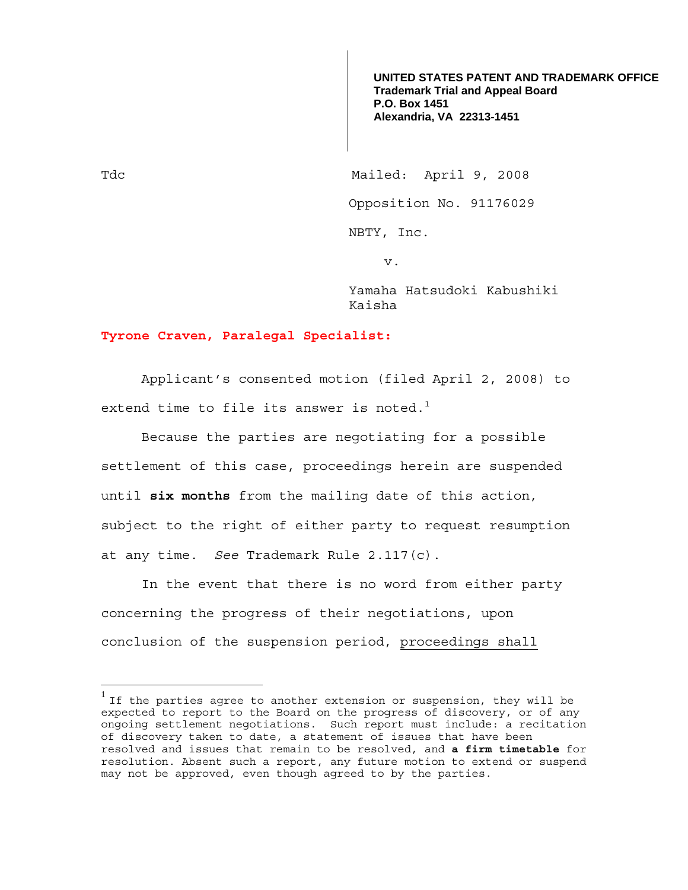**UNITED STATES PATENT AND TRADEMARK OFFICE**
**Trademark Trial and Appeal Board**
**P.O. Box 1451**
**Alexandria, VA 22313-1451**

Tdc

Mailed: April 9, 2008

Opposition No. 91176029

NBTY, Inc.

v.

Yamaha Hatsudoki Kabushiki Kaisha

**Tyrone Craven, Paralegal Specialist:**

Applicant's consented motion (filed April 2, 2008) to extend time to file its answer is noted.[1]

Because the parties are negotiating for a possible settlement of this case, proceedings herein are suspended until **six months** from the mailing date of this action, subject to the right of either party to request resumption at any time. *See* Trademark Rule 2.117(c).

In the event that there is no word from either party concerning the progress of their negotiations, upon conclusion of the suspension period, proceedings shall

[1] If the parties agree to another extension or suspension, they will be expected to report to the Board on the progress of discovery, or of any ongoing settlement negotiations. Such report must include: a recitation of discovery taken to date, a statement of issues that have been resolved and issues that remain to be resolved, and **a firm timetable** for resolution. Absent such a report, any future motion to extend or suspend may not be approved, even though agreed to by the parties.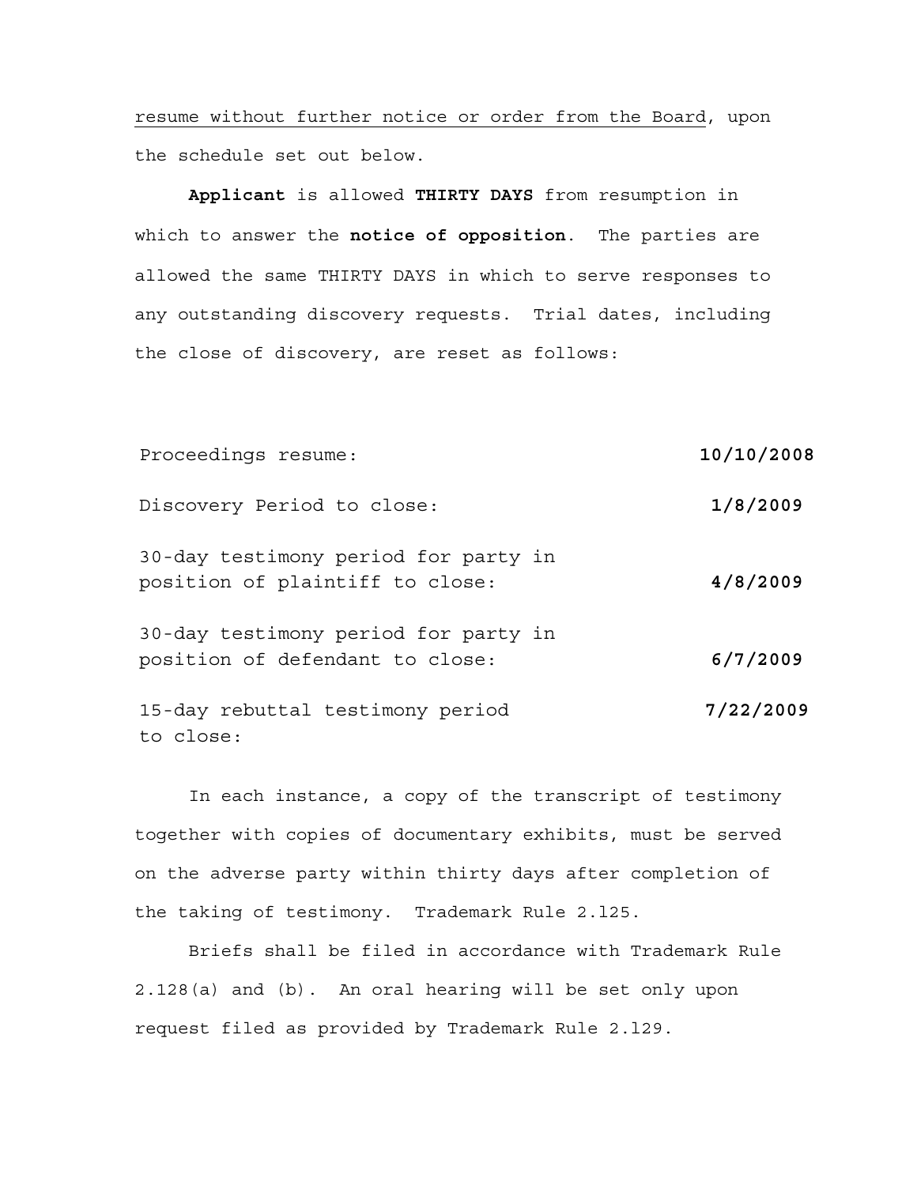resume without further notice or order from the Board, upon the schedule set out below.

**Applicant** is allowed **THIRTY DAYS** from resumption in which to answer the **notice of opposition**. The parties are allowed the same THIRTY DAYS in which to serve responses to any outstanding discovery requests. Trial dates, including the close of discovery, are reset as follows:

| | |
|---|---|
| Proceedings resume: | **10/10/2008** |
| Discovery Period to close: | **1/8/2009** |
| 30-day testimony period for party in position of plaintiff to close: | **4/8/2009** |
| 30-day testimony period for party in position of defendant to close: | **6/7/2009** |
| 15-day rebuttal testimony period to close: | **7/22/2009** |

In each instance, a copy of the transcript of testimony together with copies of documentary exhibits, must be served on the adverse party within thirty days after completion of the taking of testimony. Trademark Rule 2.125.

Briefs shall be filed in accordance with Trademark Rule 2.128(a) and (b). An oral hearing will be set only upon request filed as provided by Trademark Rule 2.129.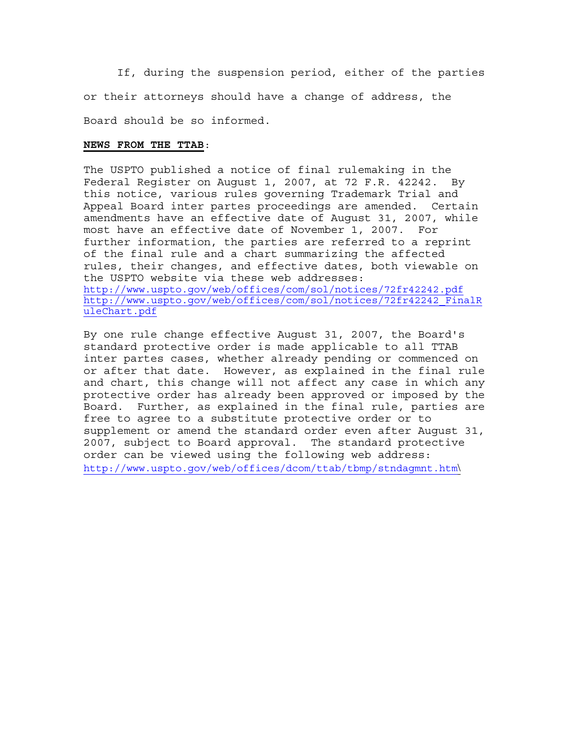If, during the suspension period, either of the parties or their attorneys should have a change of address, the Board should be so informed.

**NEWS FROM THE TTAB**:

The USPTO published a notice of final rulemaking in the Federal Register on August 1, 2007, at 72 F.R. 42242. By this notice, various rules governing Trademark Trial and Appeal Board inter partes proceedings are amended. Certain amendments have an effective date of August 31, 2007, while most have an effective date of November 1, 2007. For further information, the parties are referred to a reprint of the final rule and a chart summarizing the affected rules, their changes, and effective dates, both viewable on the USPTO website via these web addresses:
http://www.uspto.gov/web/offices/com/sol/notices/72fr42242.pdf
http://www.uspto.gov/web/offices/com/sol/notices/72fr42242_FinalRuleChart.pdf

By one rule change effective August 31, 2007, the Board's standard protective order is made applicable to all TTAB inter partes cases, whether already pending or commenced on or after that date. However, as explained in the final rule and chart, this change will not affect any case in which any protective order has already been approved or imposed by the Board. Further, as explained in the final rule, parties are free to agree to a substitute protective order or to supplement or amend the standard order even after August 31, 2007, subject to Board approval. The standard protective order can be viewed using the following web address:
http://www.uspto.gov/web/offices/dcom/ttab/tbmp/stndagmnt.htm\